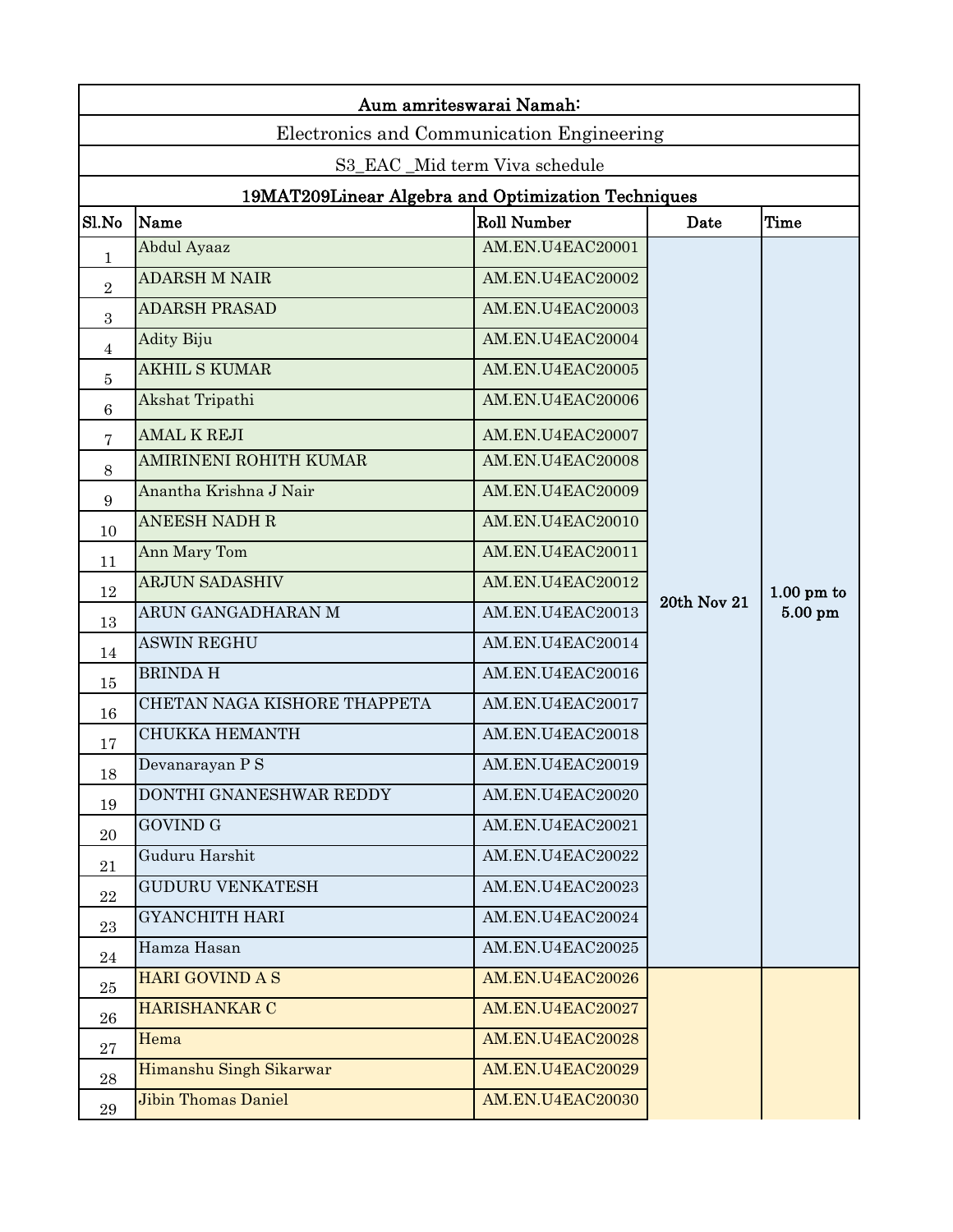# Aum amriteswarai Namah:

## Electronics and Communication Engineering

### S3_EAC _Mid term Viva schedule

### 19MAT209Linear Algebra and Optimization Techniques

| Sl.No | Name | Roll Number | Date | Time |
|---|---|---|---|---|
| 1 | Abdul Ayaaz | AM.EN.U4EAC20001 | 20th Nov 21 | 1.00 pm to 5.00 pm |
| 2 | ADARSH M NAIR | AM.EN.U4EAC20002 | | |
| 3 | ADARSH PRASAD | AM.EN.U4EAC20003 | | |
| 4 | Adity Biju | AM.EN.U4EAC20004 | | |
| 5 | AKHIL S KUMAR | AM.EN.U4EAC20005 | | |
| 6 | Akshat Tripathi | AM.EN.U4EAC20006 | | |
| 7 | AMAL K REJI | AM.EN.U4EAC20007 | | |
| 8 | AMIRINENI ROHITH KUMAR | AM.EN.U4EAC20008 | | |
| 9 | Anantha Krishna J Nair | AM.EN.U4EAC20009 | | |
| 10 | ANEESH NADH R | AM.EN.U4EAC20010 | | |
| 11 | Ann Mary Tom | AM.EN.U4EAC20011 | | |
| 12 | ARJUN SADASHIV | AM.EN.U4EAC20012 | | |
| 13 | ARUN GANGADHARAN M | AM.EN.U4EAC20013 | | |
| 14 | ASWIN REGHU | AM.EN.U4EAC20014 | | |
| 15 | BRINDA H | AM.EN.U4EAC20016 | | |
| 16 | CHETAN NAGA KISHORE THAPPETA | AM.EN.U4EAC20017 | | |
| 17 | CHUKKA HEMANTH | AM.EN.U4EAC20018 | | |
| 18 | Devanarayan P S | AM.EN.U4EAC20019 | | |
| 19 | DONTHI GNANESHWAR REDDY | AM.EN.U4EAC20020 | | |
| 20 | GOVIND G | AM.EN.U4EAC20021 | | |
| 21 | Guduru Harshit | AM.EN.U4EAC20022 | | |
| 22 | GUDURU VENKATESH | AM.EN.U4EAC20023 | | |
| 23 | GYANCHITH HARI | AM.EN.U4EAC20024 | | |
| 24 | Hamza Hasan | AM.EN.U4EAC20025 | | |
| 25 | HARI GOVIND A S | AM.EN.U4EAC20026 | | |
| 26 | HARISHANKAR C | AM.EN.U4EAC20027 | | |
| 27 | Hema | AM.EN.U4EAC20028 | | |
| 28 | Himanshu Singh Sikarwar | AM.EN.U4EAC20029 | | |
| 29 | Jibin Thomas Daniel | AM.EN.U4EAC20030 | | |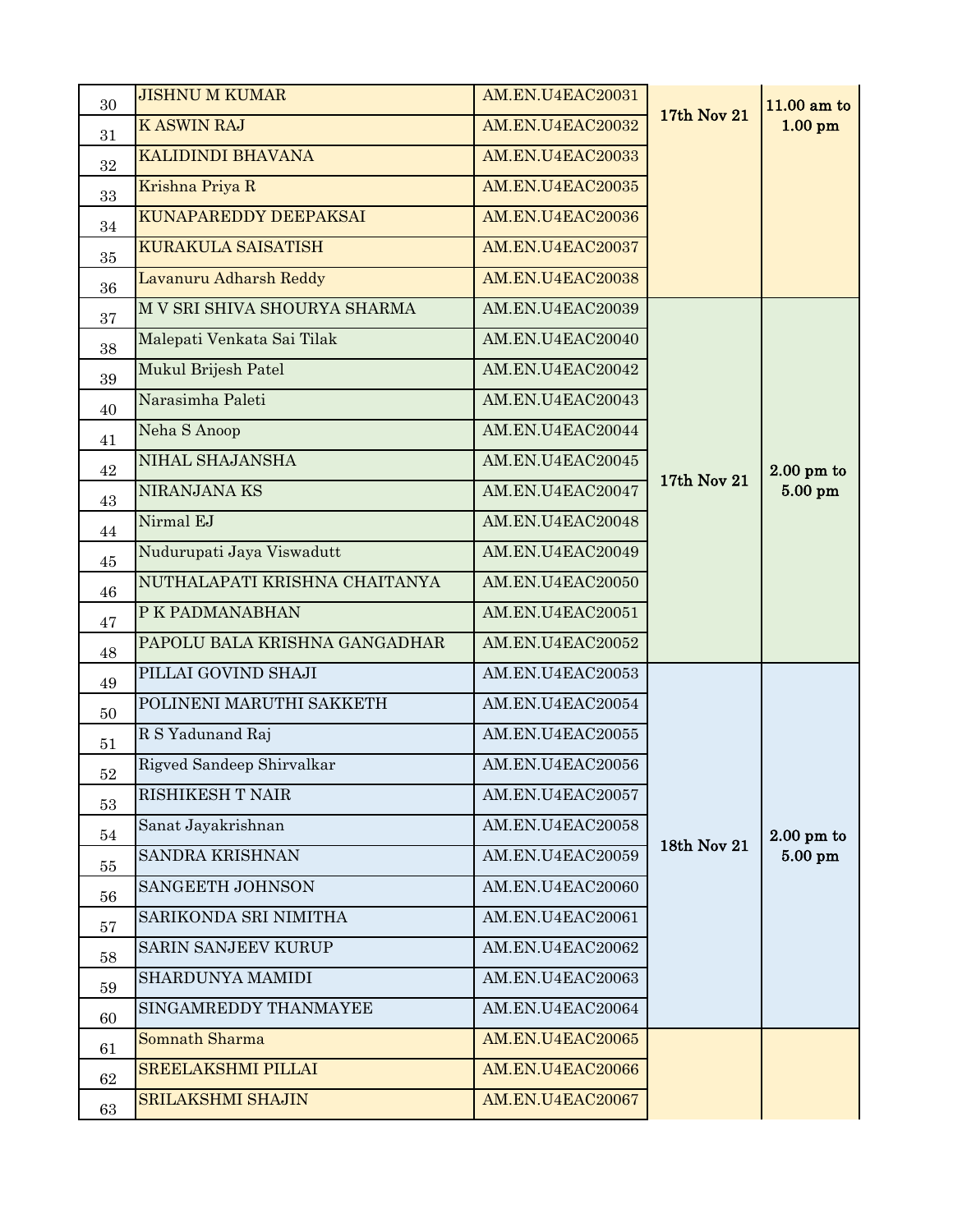| | | | | |
|---|---|---|---|---|
| 30 | JISHNU M KUMAR | AM.EN.U4EAC20031 | 17th Nov 21 | 11.00 am to 1.00 pm |
| 31 | K ASWIN RAJ | AM.EN.U4EAC20032 | | |
| 32 | KALIDINDI BHAVANA | AM.EN.U4EAC20033 | | |
| 33 | Krishna Priya R | AM.EN.U4EAC20035 | | |
| 34 | KUNAPAREDDY DEEPAKSAI | AM.EN.U4EAC20036 | | |
| 35 | KURAKULA SAISATISH | AM.EN.U4EAC20037 | | |
| 36 | Lavanuru Adharsh Reddy | AM.EN.U4EAC20038 | | |
| 37 | M V SRI SHIVA SHOURYA SHARMA | AM.EN.U4EAC20039 | 17th Nov 21 | 2.00 pm to 5.00 pm |
| 38 | Malepati Venkata Sai Tilak | AM.EN.U4EAC20040 | | |
| 39 | Mukul Brijesh Patel | AM.EN.U4EAC20042 | | |
| 40 | Narasimha Paleti | AM.EN.U4EAC20043 | | |
| 41 | Neha S Anoop | AM.EN.U4EAC20044 | | |
| 42 | NIHAL SHAJANSHA | AM.EN.U4EAC20045 | | |
| 43 | NIRANJANA KS | AM.EN.U4EAC20047 | | |
| 44 | Nirmal EJ | AM.EN.U4EAC20048 | | |
| 45 | Nudurupati Jaya Viswadutt | AM.EN.U4EAC20049 | | |
| 46 | NUTHALAPATI KRISHNA CHAITANYA | AM.EN.U4EAC20050 | | |
| 47 | P K PADMANABHAN | AM.EN.U4EAC20051 | | |
| 48 | PAPOLU BALA KRISHNA GANGADHAR | AM.EN.U4EAC20052 | | |
| 49 | PILLAI GOVIND SHAJI | AM.EN.U4EAC20053 | 18th Nov 21 | 2.00 pm to 5.00 pm |
| 50 | POLINENI MARUTHI SAKKETH | AM.EN.U4EAC20054 | | |
| 51 | R S Yadunand Raj | AM.EN.U4EAC20055 | | |
| 52 | Rigved Sandeep Shirvalkar | AM.EN.U4EAC20056 | | |
| 53 | RISHIKESH T NAIR | AM.EN.U4EAC20057 | | |
| 54 | Sanat Jayakrishnan | AM.EN.U4EAC20058 | | |
| 55 | SANDRA KRISHNAN | AM.EN.U4EAC20059 | | |
| 56 | SANGEETH JOHNSON | AM.EN.U4EAC20060 | | |
| 57 | SARIKONDA SRI NIMITHA | AM.EN.U4EAC20061 | | |
| 58 | SARIN SANJEEV KURUP | AM.EN.U4EAC20062 | | |
| 59 | SHARDUNYA MAMIDI | AM.EN.U4EAC20063 | | |
| 60 | SINGAMREDDY THANMAYEE | AM.EN.U4EAC20064 | | |
| 61 | Somnath Sharma | AM.EN.U4EAC20065 | | |
| 62 | SREELAKSHMI PILLAI | AM.EN.U4EAC20066 | | |
| 63 | SRILAKSHMI SHAJIN | AM.EN.U4EAC20067 | | |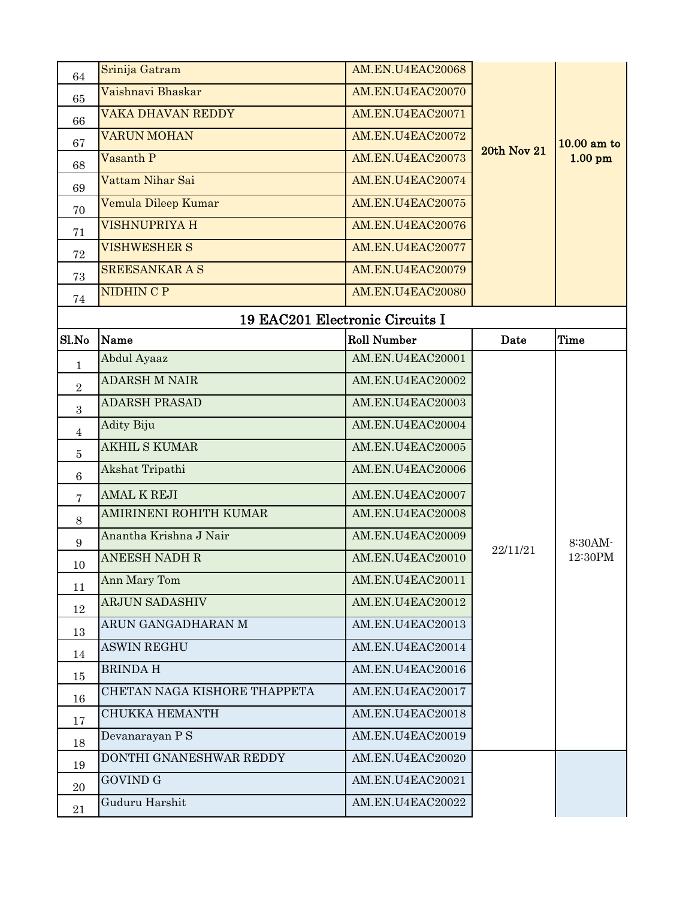| | | | | |
|---|---|---|---|---|
| 64 | Srinija Gatram | AM.EN.U4EAC20068 | **20th Nov 21** | **10.00 am to 1.00 pm** |
| 65 | Vaishnavi Bhaskar | AM.EN.U4EAC20070 | | |
| 66 | VAKA DHAVAN REDDY | AM.EN.U4EAC20071 | | |
| 67 | VARUN MOHAN | AM.EN.U4EAC20072 | | |
| 68 | Vasanth P | AM.EN.U4EAC20073 | | |
| 69 | Vattam Nihar Sai | AM.EN.U4EAC20074 | | |
| 70 | Vemula Dileep Kumar | AM.EN.U4EAC20075 | | |
| 71 | VISHNUPRIYA H | AM.EN.U4EAC20076 | | |
| 72 | VISHWESHER S | AM.EN.U4EAC20077 | | |
| 73 | SREESANKAR A S | AM.EN.U4EAC20079 | | |
| 74 | NIDHIN C P | AM.EN.U4EAC20080 | | |

## 19 EAC201 Electronic Circuits I

| Sl.No | Name | Roll Number | Date | Time |
|---|---|---|---|---|
| 1 | Abdul Ayaaz | AM.EN.U4EAC20001 | 22/11/21 | 8:30AM-12:30PM |
| 2 | ADARSH M NAIR | AM.EN.U4EAC20002 | | |
| 3 | ADARSH PRASAD | AM.EN.U4EAC20003 | | |
| 4 | Adity Biju | AM.EN.U4EAC20004 | | |
| 5 | AKHIL S KUMAR | AM.EN.U4EAC20005 | | |
| 6 | Akshat Tripathi | AM.EN.U4EAC20006 | | |
| 7 | AMAL K REJI | AM.EN.U4EAC20007 | | |
| 8 | AMIRINENI ROHITH KUMAR | AM.EN.U4EAC20008 | | |
| 9 | Anantha Krishna J Nair | AM.EN.U4EAC20009 | | |
| 10 | ANEESH NADH R | AM.EN.U4EAC20010 | | |
| 11 | Ann Mary Tom | AM.EN.U4EAC20011 | | |
| 12 | ARJUN SADASHIV | AM.EN.U4EAC20012 | | |
| 13 | ARUN GANGADHARAN M | AM.EN.U4EAC20013 | | |
| 14 | ASWIN REGHU | AM.EN.U4EAC20014 | | |
| 15 | BRINDA H | AM.EN.U4EAC20016 | | |
| 16 | CHETAN NAGA KISHORE THAPPETA | AM.EN.U4EAC20017 | | |
| 17 | CHUKKA HEMANTH | AM.EN.U4EAC20018 | | |
| 18 | Devanarayan P S | AM.EN.U4EAC20019 | | |
| 19 | DONTHI GNANESHWAR REDDY | AM.EN.U4EAC20020 | | |
| 20 | GOVIND G | AM.EN.U4EAC20021 | | |
| 21 | Guduru Harshit | AM.EN.U4EAC20022 | | |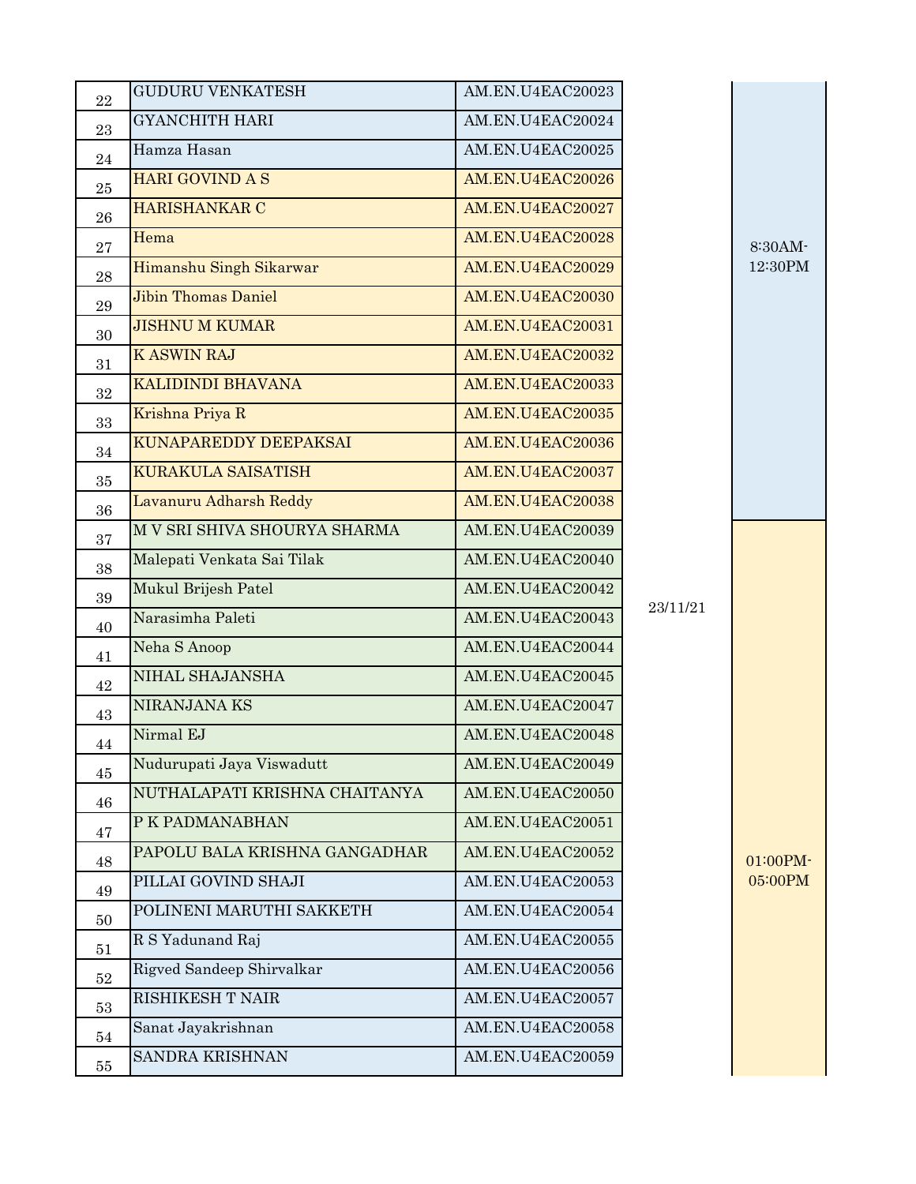| | | | | |
|---|---|---|---|---|
| 22 | GUDURU VENKATESH | AM.EN.U4EAC20023 | | 8:30AM-12:30PM |
| 23 | GYANCHITH HARI | AM.EN.U4EAC20024 | | |
| 24 | Hamza Hasan | AM.EN.U4EAC20025 | | |
| 25 | HARI GOVIND A S | AM.EN.U4EAC20026 | | |
| 26 | HARISHANKAR C | AM.EN.U4EAC20027 | | |
| 27 | Hema | AM.EN.U4EAC20028 | | |
| 28 | Himanshu Singh Sikarwar | AM.EN.U4EAC20029 | | |
| 29 | Jibin Thomas Daniel | AM.EN.U4EAC20030 | | |
| 30 | JISHNU M KUMAR | AM.EN.U4EAC20031 | | |
| 31 | K ASWIN RAJ | AM.EN.U4EAC20032 | | |
| 32 | KALIDINDI BHAVANA | AM.EN.U4EAC20033 | | |
| 33 | Krishna Priya R | AM.EN.U4EAC20035 | | |
| 34 | KUNAPAREDDY DEEPAKSAI | AM.EN.U4EAC20036 | | |
| 35 | KURAKULA SAISATISH | AM.EN.U4EAC20037 | | |
| 36 | Lavanuru Adharsh Reddy | AM.EN.U4EAC20038 | | |
| 37 | M V SRI SHIVA SHOURYA SHARMA | AM.EN.U4EAC20039 | | 01:00PM-05:00PM |
| 38 | Malepati Venkata Sai Tilak | AM.EN.U4EAC20040 | | |
| 39 | Mukul Brijesh Patel | AM.EN.U4EAC20042 | 23/11/21 | |
| 40 | Narasimha Paleti | AM.EN.U4EAC20043 | | |
| 41 | Neha S Anoop | AM.EN.U4EAC20044 | | |
| 42 | NIHAL SHAJANSHA | AM.EN.U4EAC20045 | | |
| 43 | NIRANJANA KS | AM.EN.U4EAC20047 | | |
| 44 | Nirmal EJ | AM.EN.U4EAC20048 | | |
| 45 | Nudurupati Jaya Viswadutt | AM.EN.U4EAC20049 | | |
| 46 | NUTHALAPATI KRISHNA CHAITANYA | AM.EN.U4EAC20050 | | |
| 47 | P K PADMANABHAN | AM.EN.U4EAC20051 | | |
| 48 | PAPOLU BALA KRISHNA GANGADHAR | AM.EN.U4EAC20052 | | |
| 49 | PILLAI GOVIND SHAJI | AM.EN.U4EAC20053 | | |
| 50 | POLINENI MARUTHI SAKKETH | AM.EN.U4EAC20054 | | |
| 51 | R S Yadunand Raj | AM.EN.U4EAC20055 | | |
| 52 | Rigved Sandeep Shirvalkar | AM.EN.U4EAC20056 | | |
| 53 | RISHIKESH T NAIR | AM.EN.U4EAC20057 | | |
| 54 | Sanat Jayakrishnan | AM.EN.U4EAC20058 | | |
| 55 | SANDRA KRISHNAN | AM.EN.U4EAC20059 | | |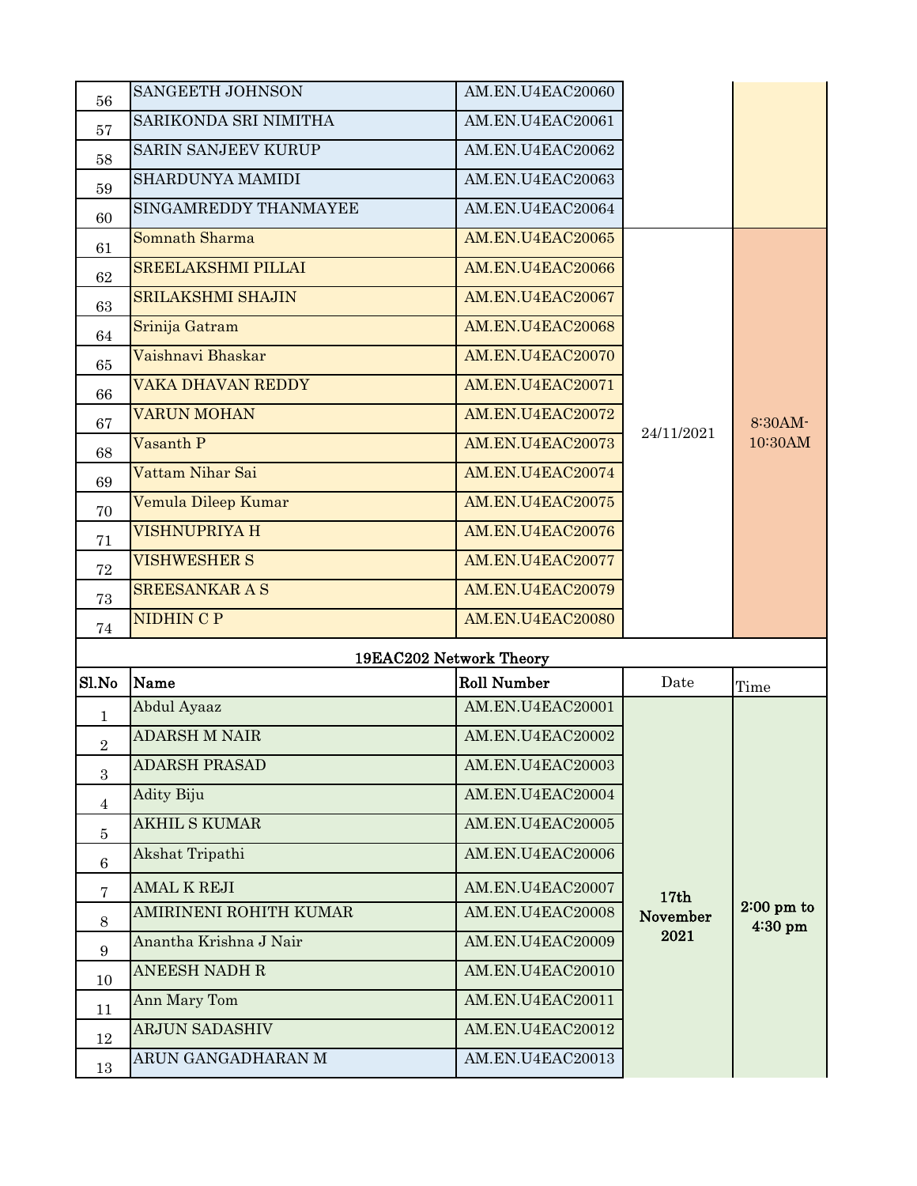| | | | | |
|---|---|---|---|---|
| 56 | SANGEETH JOHNSON | AM.EN.U4EAC20060 | | |
| 57 | SARIKONDA SRI NIMITHA | AM.EN.U4EAC20061 | | |
| 58 | SARIN SANJEEV KURUP | AM.EN.U4EAC20062 | | |
| 59 | SHARDUNYA MAMIDI | AM.EN.U4EAC20063 | | |
| 60 | SINGAMREDDY THANMAYEE | AM.EN.U4EAC20064 | | |
| 61 | Somnath Sharma | AM.EN.U4EAC20065 | 24/11/2021 | 8:30AM-10:30AM |
| 62 | SREELAKSHMI PILLAI | AM.EN.U4EAC20066 | | |
| 63 | SRILAKSHMI SHAJIN | AM.EN.U4EAC20067 | | |
| 64 | Srinija Gatram | AM.EN.U4EAC20068 | | |
| 65 | Vaishnavi Bhaskar | AM.EN.U4EAC20070 | | |
| 66 | VAKA DHAVAN REDDY | AM.EN.U4EAC20071 | | |
| 67 | VARUN MOHAN | AM.EN.U4EAC20072 | | |
| 68 | Vasanth P | AM.EN.U4EAC20073 | | |
| 69 | Vattam Nihar Sai | AM.EN.U4EAC20074 | | |
| 70 | Vemula Dileep Kumar | AM.EN.U4EAC20075 | | |
| 71 | VISHNUPRIYA H | AM.EN.U4EAC20076 | | |
| 72 | VISHWESHER S | AM.EN.U4EAC20077 | | |
| 73 | SREESANKAR A S | AM.EN.U4EAC20079 | | |
| 74 | NIDHIN C P | AM.EN.U4EAC20080 | | |

**19EAC202 Network Theory**

| Sl.No | Name | Roll Number | Date | Time |
|---|---|---|---|---|
| 1 | Abdul Ayaaz | AM.EN.U4EAC20001 | 17th November 2021 | 2:00 pm to 4:30 pm |
| 2 | ADARSH M NAIR | AM.EN.U4EAC20002 | | |
| 3 | ADARSH PRASAD | AM.EN.U4EAC20003 | | |
| 4 | Adity Biju | AM.EN.U4EAC20004 | | |
| 5 | AKHIL S KUMAR | AM.EN.U4EAC20005 | | |
| 6 | Akshat Tripathi | AM.EN.U4EAC20006 | | |
| 7 | AMAL K REJI | AM.EN.U4EAC20007 | | |
| 8 | AMIRINENI ROHITH KUMAR | AM.EN.U4EAC20008 | | |
| 9 | Anantha Krishna J Nair | AM.EN.U4EAC20009 | | |
| 10 | ANEESH NADH R | AM.EN.U4EAC20010 | | |
| 11 | Ann Mary Tom | AM.EN.U4EAC20011 | | |
| 12 | ARJUN SADASHIV | AM.EN.U4EAC20012 | | |
| 13 | ARUN GANGADHARAN M | AM.EN.U4EAC20013 | | |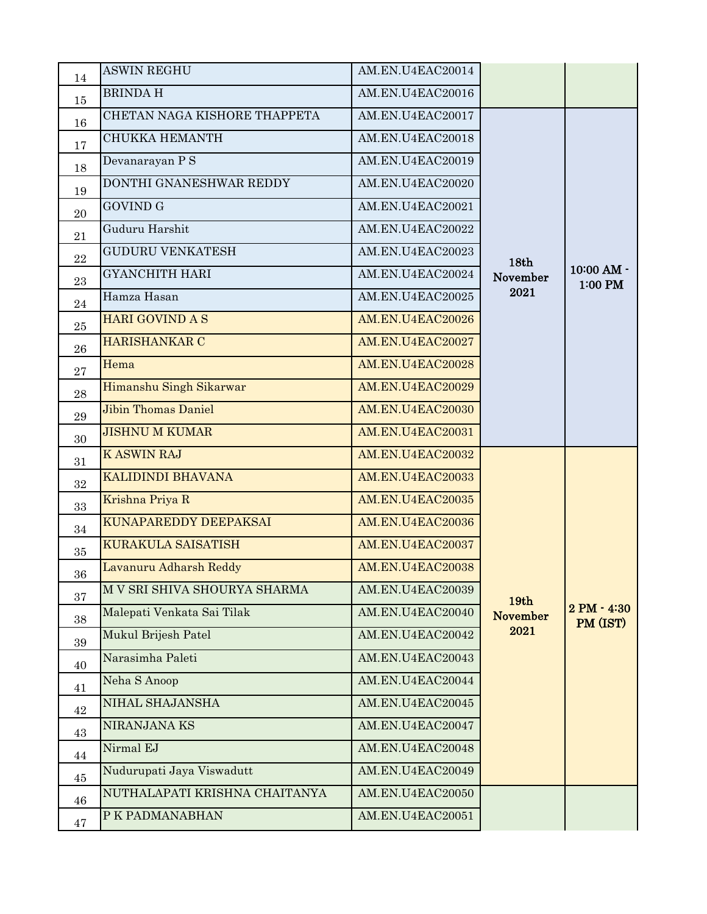| | | | | |
|---|---|---|---|---|
| 14 | ASWIN REGHU | AM.EN.U4EAC20014 | | |
| 15 | BRINDA H | AM.EN.U4EAC20016 | | |
| 16 | CHETAN NAGA KISHORE THAPPETA | AM.EN.U4EAC20017 | 18th November 2021 | 10:00 AM - 1:00 PM |
| 17 | CHUKKA HEMANTH | AM.EN.U4EAC20018 | | |
| 18 | Devanarayan P S | AM.EN.U4EAC20019 | | |
| 19 | DONTHI GNANESHWAR REDDY | AM.EN.U4EAC20020 | | |
| 20 | GOVIND G | AM.EN.U4EAC20021 | | |
| 21 | Guduru Harshit | AM.EN.U4EAC20022 | | |
| 22 | GUDURU VENKATESH | AM.EN.U4EAC20023 | | |
| 23 | GYANCHITH HARI | AM.EN.U4EAC20024 | | |
| 24 | Hamza Hasan | AM.EN.U4EAC20025 | | |
| 25 | HARI GOVIND A S | AM.EN.U4EAC20026 | | |
| 26 | HARISHANKAR C | AM.EN.U4EAC20027 | | |
| 27 | Hema | AM.EN.U4EAC20028 | | |
| 28 | Himanshu Singh Sikarwar | AM.EN.U4EAC20029 | | |
| 29 | Jibin Thomas Daniel | AM.EN.U4EAC20030 | | |
| 30 | JISHNU M KUMAR | AM.EN.U4EAC20031 | | |
| 31 | K ASWIN RAJ | AM.EN.U4EAC20032 | 19th November 2021 | 2 PM - 4:30 PM (IST) |
| 32 | KALIDINDI BHAVANA | AM.EN.U4EAC20033 | | |
| 33 | Krishna Priya R | AM.EN.U4EAC20035 | | |
| 34 | KUNAPAREDDY DEEPAKSAI | AM.EN.U4EAC20036 | | |
| 35 | KURAKULA SAISATISH | AM.EN.U4EAC20037 | | |
| 36 | Lavanuru Adharsh Reddy | AM.EN.U4EAC20038 | | |
| 37 | M V SRI SHIVA SHOURYA SHARMA | AM.EN.U4EAC20039 | | |
| 38 | Malepati Venkata Sai Tilak | AM.EN.U4EAC20040 | | |
| 39 | Mukul Brijesh Patel | AM.EN.U4EAC20042 | | |
| 40 | Narasimha Paleti | AM.EN.U4EAC20043 | | |
| 41 | Neha S Anoop | AM.EN.U4EAC20044 | | |
| 42 | NIHAL SHAJANSHA | AM.EN.U4EAC20045 | | |
| 43 | NIRANJANA KS | AM.EN.U4EAC20047 | | |
| 44 | Nirmal EJ | AM.EN.U4EAC20048 | | |
| 45 | Nudurupati Jaya Viswadutt | AM.EN.U4EAC20049 | | |
| 46 | NUTHALAPATI KRISHNA CHAITANYA | AM.EN.U4EAC20050 | | |
| 47 | P K PADMANABHAN | AM.EN.U4EAC20051 | | |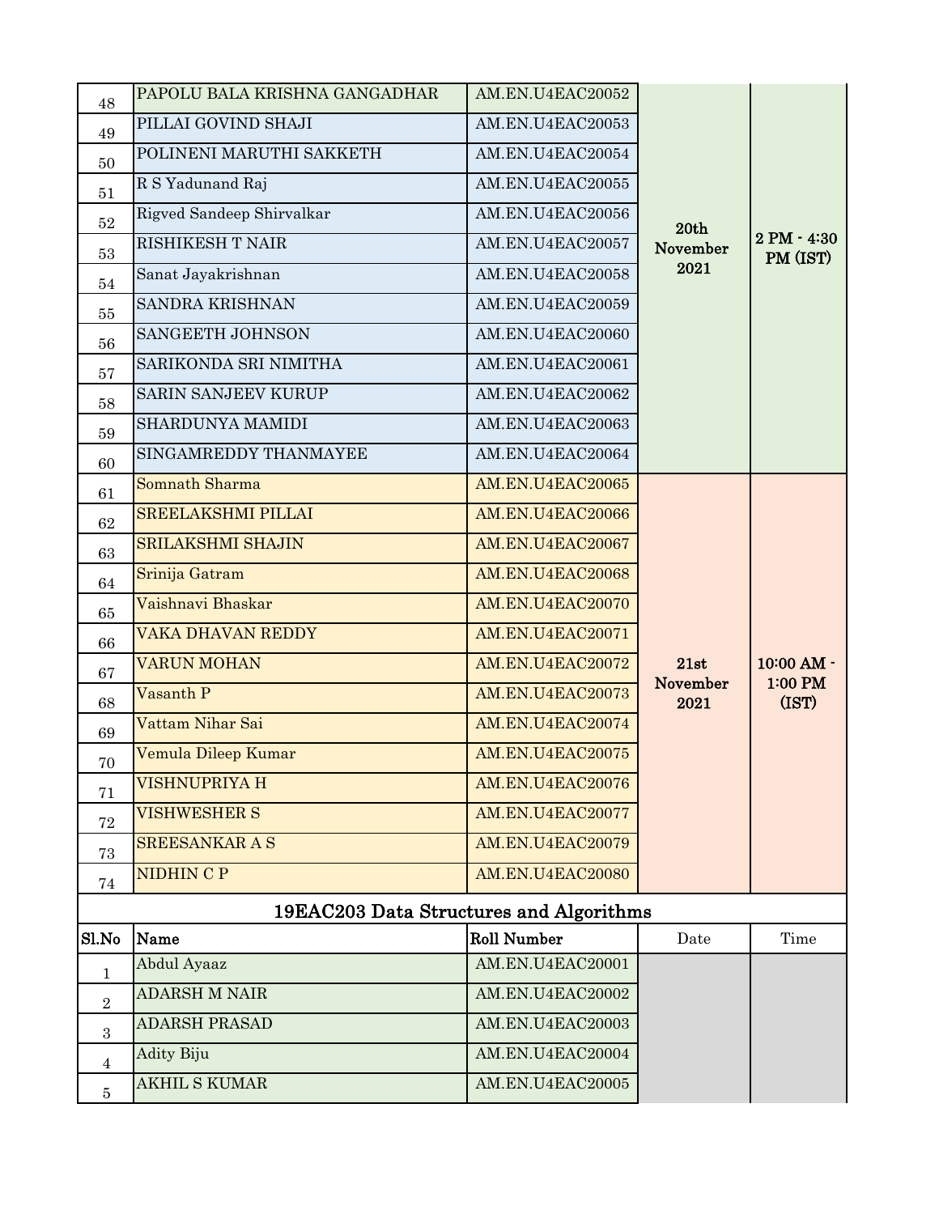| | | | | |
|---|---|---|---|---|
| 48 | PAPOLU BALA KRISHNA GANGADHAR | AM.EN.U4EAC20052 | 20th November 2021 | 2 PM - 4:30 PM (IST) |
| 49 | PILLAI GOVIND SHAJI | AM.EN.U4EAC20053 | | |
| 50 | POLINENI MARUTHI SAKKETH | AM.EN.U4EAC20054 | | |
| 51 | R S Yadunand Raj | AM.EN.U4EAC20055 | | |
| 52 | Rigved Sandeep Shirvalkar | AM.EN.U4EAC20056 | | |
| 53 | RISHIKESH T NAIR | AM.EN.U4EAC20057 | | |
| 54 | Sanat Jayakrishnan | AM.EN.U4EAC20058 | | |
| 55 | SANDRA KRISHNAN | AM.EN.U4EAC20059 | | |
| 56 | SANGEETH JOHNSON | AM.EN.U4EAC20060 | | |
| 57 | SARIKONDA SRI NIMITHA | AM.EN.U4EAC20061 | | |
| 58 | SARIN SANJEEV KURUP | AM.EN.U4EAC20062 | | |
| 59 | SHARDUNYA MAMIDI | AM.EN.U4EAC20063 | | |
| 60 | SINGAMREDDY THANMAYEE | AM.EN.U4EAC20064 | | |
| 61 | Somnath Sharma | AM.EN.U4EAC20065 | 21st November 2021 | 10:00 AM - 1:00 PM (IST) |
| 62 | SREELAKSHMI PILLAI | AM.EN.U4EAC20066 | | |
| 63 | SRILAKSHMI SHAJIN | AM.EN.U4EAC20067 | | |
| 64 | Srinija Gatram | AM.EN.U4EAC20068 | | |
| 65 | Vaishnavi Bhaskar | AM.EN.U4EAC20070 | | |
| 66 | VAKA DHAVAN REDDY | AM.EN.U4EAC20071 | | |
| 67 | VARUN MOHAN | AM.EN.U4EAC20072 | | |
| 68 | Vasanth P | AM.EN.U4EAC20073 | | |
| 69 | Vattam Nihar Sai | AM.EN.U4EAC20074 | | |
| 70 | Vemula Dileep Kumar | AM.EN.U4EAC20075 | | |
| 71 | VISHNUPRIYA H | AM.EN.U4EAC20076 | | |
| 72 | VISHWESHER S | AM.EN.U4EAC20077 | | |
| 73 | SREESANKAR A S | AM.EN.U4EAC20079 | | |
| 74 | NIDHIN C P | AM.EN.U4EAC20080 | | |

## 19EAC203 Data Structures and Algorithms

| Sl.No | Name | Roll Number | Date | Time |
|---|---|---|---|---|
| 1 | Abdul Ayaaz | AM.EN.U4EAC20001 | | |
| 2 | ADARSH M NAIR | AM.EN.U4EAC20002 | | |
| 3 | ADARSH PRASAD | AM.EN.U4EAC20003 | | |
| 4 | Adity Biju | AM.EN.U4EAC20004 | | |
| 5 | AKHIL S KUMAR | AM.EN.U4EAC20005 | | |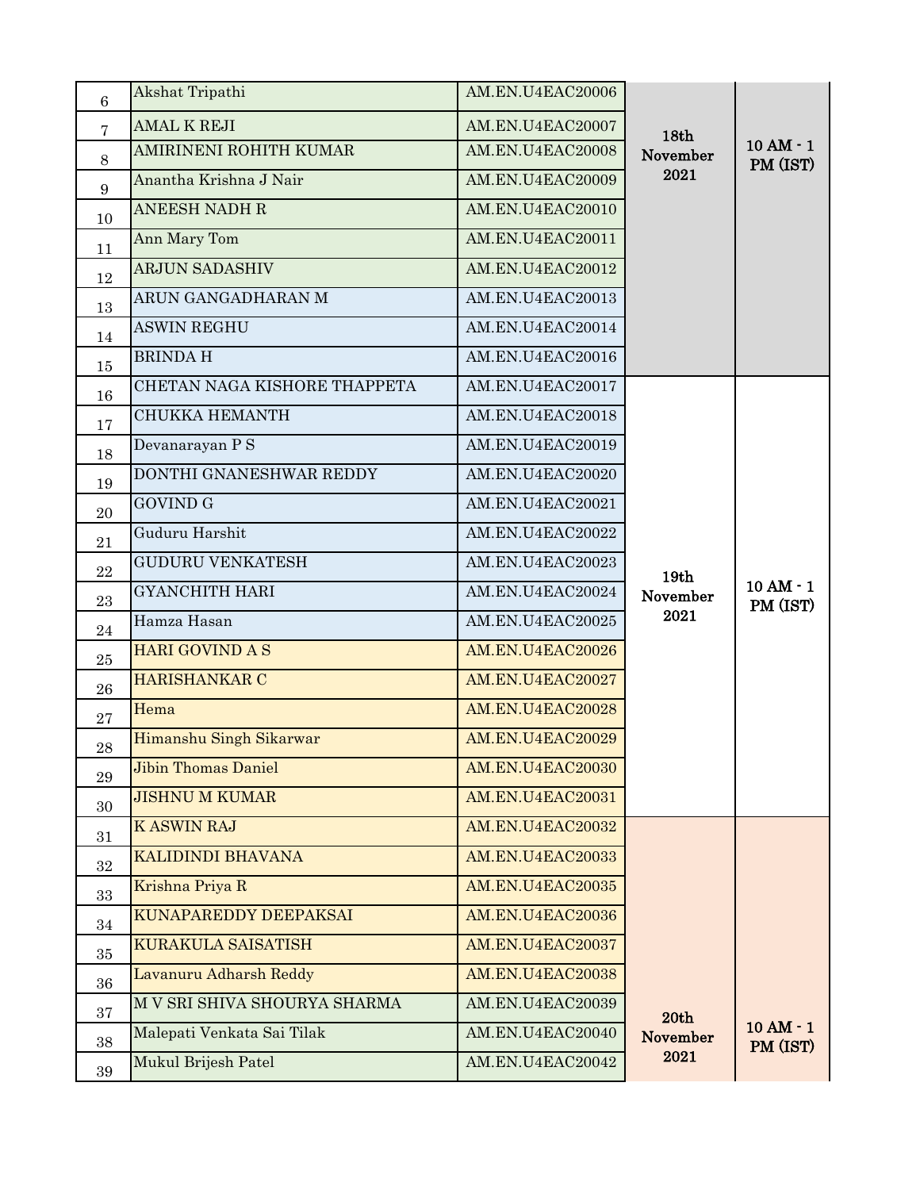| 6 | Akshat Tripathi | AM.EN.U4EAC20006 | 18th November 2021 | 10 AM - 1 PM (IST) |
|---|---|---|---|---|
| 7 | AMAL K REJI | AM.EN.U4EAC20007 | | |
| 8 | AMIRINENI ROHITH KUMAR | AM.EN.U4EAC20008 | | |
| 9 | Anantha Krishna J Nair | AM.EN.U4EAC20009 | | |
| 10 | ANEESH NADH R | AM.EN.U4EAC20010 | | |
| 11 | Ann Mary Tom | AM.EN.U4EAC20011 | | |
| 12 | ARJUN SADASHIV | AM.EN.U4EAC20012 | | |
| 13 | ARUN GANGADHARAN M | AM.EN.U4EAC20013 | | |
| 14 | ASWIN REGHU | AM.EN.U4EAC20014 | | |
| 15 | BRINDA H | AM.EN.U4EAC20016 | | |
| 16 | CHETAN NAGA KISHORE THAPPETA | AM.EN.U4EAC20017 | 19th November 2021 | 10 AM - 1 PM (IST) |
| 17 | CHUKKA HEMANTH | AM.EN.U4EAC20018 | | |
| 18 | Devanarayan P S | AM.EN.U4EAC20019 | | |
| 19 | DONTHI GNANESHWAR REDDY | AM.EN.U4EAC20020 | | |
| 20 | GOVIND G | AM.EN.U4EAC20021 | | |
| 21 | Guduru Harshit | AM.EN.U4EAC20022 | | |
| 22 | GUDURU VENKATESH | AM.EN.U4EAC20023 | | |
| 23 | GYANCHITH HARI | AM.EN.U4EAC20024 | | |
| 24 | Hamza Hasan | AM.EN.U4EAC20025 | | |
| 25 | HARI GOVIND A S | AM.EN.U4EAC20026 | | |
| 26 | HARISHANKAR C | AM.EN.U4EAC20027 | | |
| 27 | Hema | AM.EN.U4EAC20028 | | |
| 28 | Himanshu Singh Sikarwar | AM.EN.U4EAC20029 | | |
| 29 | Jibin Thomas Daniel | AM.EN.U4EAC20030 | | |
| 30 | JISHNU M KUMAR | AM.EN.U4EAC20031 | | |
| 31 | K ASWIN RAJ | AM.EN.U4EAC20032 | 20th November 2021 | 10 AM - 1 PM (IST) |
| 32 | KALIDINDI BHAVANA | AM.EN.U4EAC20033 | | |
| 33 | Krishna Priya R | AM.EN.U4EAC20035 | | |
| 34 | KUNAPAREDDY DEEPAKSAI | AM.EN.U4EAC20036 | | |
| 35 | KURAKULA SAISATISH | AM.EN.U4EAC20037 | | |
| 36 | Lavanuru Adharsh Reddy | AM.EN.U4EAC20038 | | |
| 37 | M V SRI SHIVA SHOURYA SHARMA | AM.EN.U4EAC20039 | | |
| 38 | Malepati Venkata Sai Tilak | AM.EN.U4EAC20040 | | |
| 39 | Mukul Brijesh Patel | AM.EN.U4EAC20042 | | |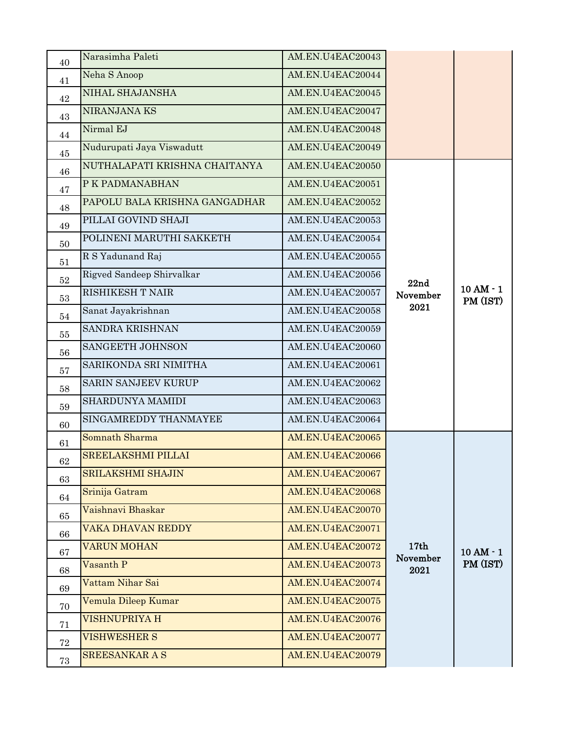| | | | | |
|---|---|---|---|---|
| 40 | Narasimha Paleti | AM.EN.U4EAC20043 | | |
| 41 | Neha S Anoop | AM.EN.U4EAC20044 | | |
| 42 | NIHAL SHAJANSHA | AM.EN.U4EAC20045 | | |
| 43 | NIRANJANA KS | AM.EN.U4EAC20047 | | |
| 44 | Nirmal EJ | AM.EN.U4EAC20048 | | |
| 45 | Nudurupati Jaya Viswadutt | AM.EN.U4EAC20049 | | |
| 46 | NUTHALAPATI KRISHNA CHAITANYA | AM.EN.U4EAC20050 | 22nd November 2021 | 10 AM - 1 PM (IST) |
| 47 | P K PADMANABHAN | AM.EN.U4EAC20051 | | |
| 48 | PAPOLU BALA KRISHNA GANGADHAR | AM.EN.U4EAC20052 | | |
| 49 | PILLAI GOVIND SHAJI | AM.EN.U4EAC20053 | | |
| 50 | POLINENI MARUTHI SAKKETH | AM.EN.U4EAC20054 | | |
| 51 | R S Yadunand Raj | AM.EN.U4EAC20055 | | |
| 52 | Rigved Sandeep Shirvalkar | AM.EN.U4EAC20056 | | |
| 53 | RISHIKESH T NAIR | AM.EN.U4EAC20057 | | |
| 54 | Sanat Jayakrishnan | AM.EN.U4EAC20058 | | |
| 55 | SANDRA KRISHNAN | AM.EN.U4EAC20059 | | |
| 56 | SANGEETH JOHNSON | AM.EN.U4EAC20060 | | |
| 57 | SARIKONDA SRI NIMITHA | AM.EN.U4EAC20061 | | |
| 58 | SARIN SANJEEV KURUP | AM.EN.U4EAC20062 | | |
| 59 | SHARDUNYA MAMIDI | AM.EN.U4EAC20063 | | |
| 60 | SINGAMREDDY THANMAYEE | AM.EN.U4EAC20064 | | |
| 61 | Somnath Sharma | AM.EN.U4EAC20065 | 17th November 2021 | 10 AM - 1 PM (IST) |
| 62 | SREELAKSHMI PILLAI | AM.EN.U4EAC20066 | | |
| 63 | SRILAKSHMI SHAJIN | AM.EN.U4EAC20067 | | |
| 64 | Srinija Gatram | AM.EN.U4EAC20068 | | |
| 65 | Vaishnavi Bhaskar | AM.EN.U4EAC20070 | | |
| 66 | VAKA DHAVAN REDDY | AM.EN.U4EAC20071 | | |
| 67 | VARUN MOHAN | AM.EN.U4EAC20072 | | |
| 68 | Vasanth P | AM.EN.U4EAC20073 | | |
| 69 | Vattam Nihar Sai | AM.EN.U4EAC20074 | | |
| 70 | Vemula Dileep Kumar | AM.EN.U4EAC20075 | | |
| 71 | VISHNUPRIYA H | AM.EN.U4EAC20076 | | |
| 72 | VISHWESHER S | AM.EN.U4EAC20077 | | |
| 73 | SREESANKAR A S | AM.EN.U4EAC20079 | | |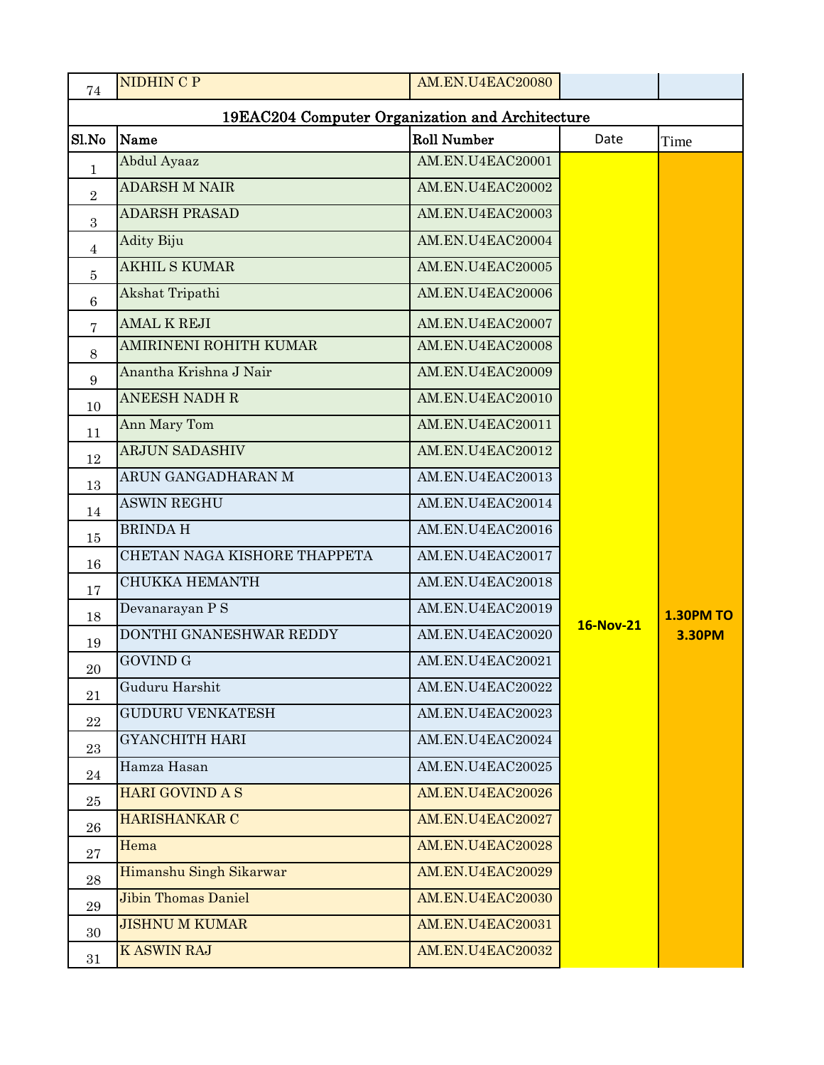| 74 | NIDHIN C P | AM.EN.U4EAC20080 | | |
|---|---|---|---|---|

## 19EAC204 Computer Organization and Architecture

| Sl.No | Name | Roll Number | Date | Time |
|---|---|---|---|---|
| 1 | Abdul Ayaaz | AM.EN.U4EAC20001 | 16-Nov-21 | 1.30PM TO 3.30PM |
| 2 | ADARSH M NAIR | AM.EN.U4EAC20002 | | |
| 3 | ADARSH PRASAD | AM.EN.U4EAC20003 | | |
| 4 | Adity Biju | AM.EN.U4EAC20004 | | |
| 5 | AKHIL S KUMAR | AM.EN.U4EAC20005 | | |
| 6 | Akshat Tripathi | AM.EN.U4EAC20006 | | |
| 7 | AMAL K REJI | AM.EN.U4EAC20007 | | |
| 8 | AMIRINENI ROHITH KUMAR | AM.EN.U4EAC20008 | | |
| 9 | Anantha Krishna J Nair | AM.EN.U4EAC20009 | | |
| 10 | ANEESH NADH R | AM.EN.U4EAC20010 | | |
| 11 | Ann Mary Tom | AM.EN.U4EAC20011 | | |
| 12 | ARJUN SADASHIV | AM.EN.U4EAC20012 | | |
| 13 | ARUN GANGADHARAN M | AM.EN.U4EAC20013 | | |
| 14 | ASWIN REGHU | AM.EN.U4EAC20014 | | |
| 15 | BRINDA H | AM.EN.U4EAC20016 | | |
| 16 | CHETAN NAGA KISHORE THAPPETA | AM.EN.U4EAC20017 | | |
| 17 | CHUKKA HEMANTH | AM.EN.U4EAC20018 | | |
| 18 | Devanarayan P S | AM.EN.U4EAC20019 | | |
| 19 | DONTHI GNANESHWAR REDDY | AM.EN.U4EAC20020 | | |
| 20 | GOVIND G | AM.EN.U4EAC20021 | | |
| 21 | Guduru Harshit | AM.EN.U4EAC20022 | | |
| 22 | GUDURU VENKATESH | AM.EN.U4EAC20023 | | |
| 23 | GYANCHITH HARI | AM.EN.U4EAC20024 | | |
| 24 | Hamza Hasan | AM.EN.U4EAC20025 | | |
| 25 | HARI GOVIND A S | AM.EN.U4EAC20026 | | |
| 26 | HARISHANKAR C | AM.EN.U4EAC20027 | | |
| 27 | Hema | AM.EN.U4EAC20028 | | |
| 28 | Himanshu Singh Sikarwar | AM.EN.U4EAC20029 | | |
| 29 | Jibin Thomas Daniel | AM.EN.U4EAC20030 | | |
| 30 | JISHNU M KUMAR | AM.EN.U4EAC20031 | | |
| 31 | K ASWIN RAJ | AM.EN.U4EAC20032 | | |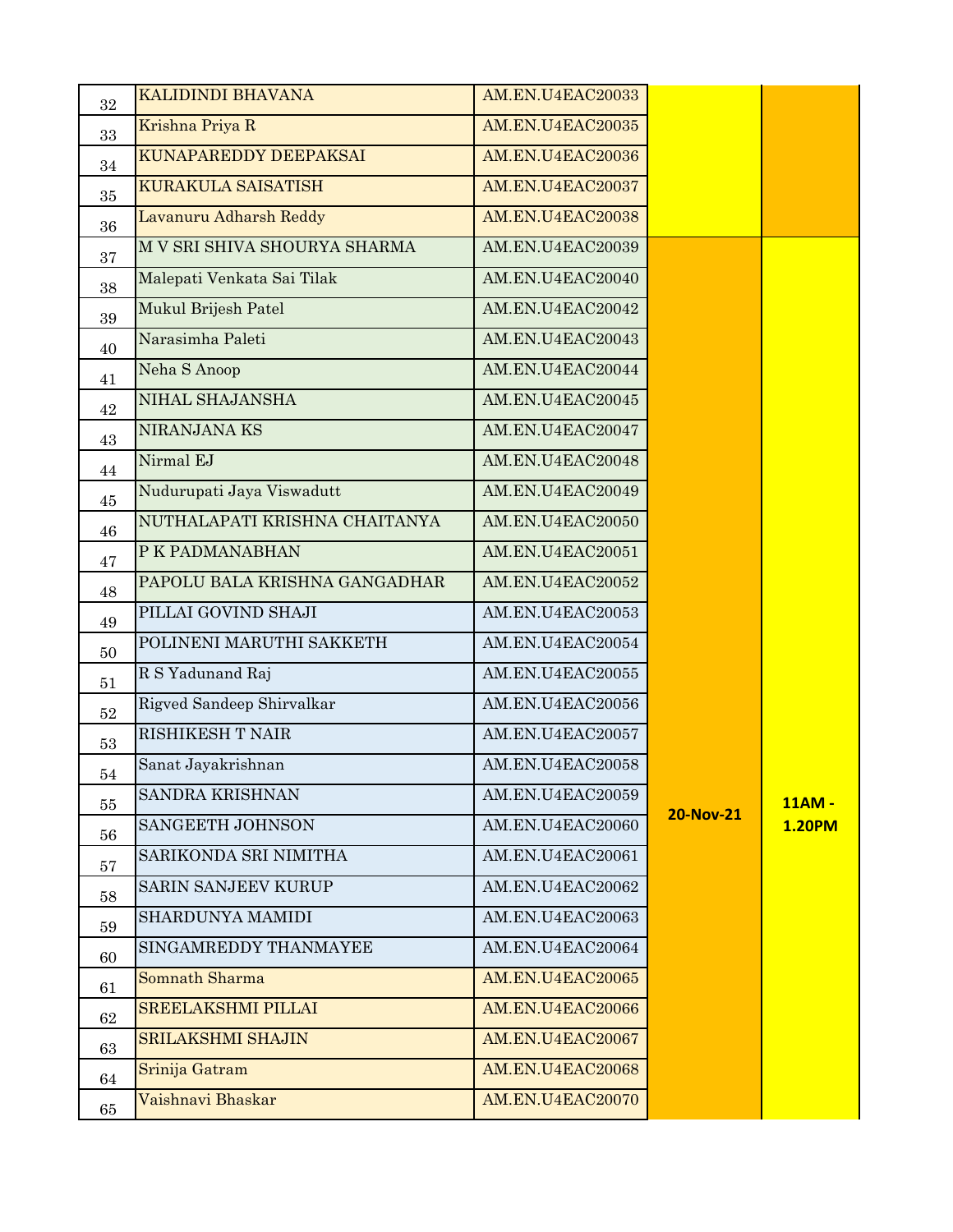| | | | | |
|---|---|---|---|---|
| 32 | KALIDINDI BHAVANA | AM.EN.U4EAC20033 | | |
| 33 | Krishna Priya R | AM.EN.U4EAC20035 | | |
| 34 | KUNAPAREDDY DEEPAKSAI | AM.EN.U4EAC20036 | | |
| 35 | KURAKULA SAISATISH | AM.EN.U4EAC20037 | | |
| 36 | Lavanuru Adharsh Reddy | AM.EN.U4EAC20038 | | |
| 37 | M V SRI SHIVA SHOURYA SHARMA | AM.EN.U4EAC20039 | 20-Nov-21 | 11AM - 1.20PM |
| 38 | Malepati Venkata Sai Tilak | AM.EN.U4EAC20040 | | |
| 39 | Mukul Brijesh Patel | AM.EN.U4EAC20042 | | |
| 40 | Narasimha Paleti | AM.EN.U4EAC20043 | | |
| 41 | Neha S Anoop | AM.EN.U4EAC20044 | | |
| 42 | NIHAL SHAJANSHA | AM.EN.U4EAC20045 | | |
| 43 | NIRANJANA KS | AM.EN.U4EAC20047 | | |
| 44 | Nirmal EJ | AM.EN.U4EAC20048 | | |
| 45 | Nudurupati Jaya Viswadutt | AM.EN.U4EAC20049 | | |
| 46 | NUTHALAPATI KRISHNA CHAITANYA | AM.EN.U4EAC20050 | | |
| 47 | P K PADMANABHAN | AM.EN.U4EAC20051 | | |
| 48 | PAPOLU BALA KRISHNA GANGADHAR | AM.EN.U4EAC20052 | | |
| 49 | PILLAI GOVIND SHAJI | AM.EN.U4EAC20053 | | |
| 50 | POLINENI MARUTHI SAKKETH | AM.EN.U4EAC20054 | | |
| 51 | R S Yadunand Raj | AM.EN.U4EAC20055 | | |
| 52 | Rigved Sandeep Shirvalkar | AM.EN.U4EAC20056 | | |
| 53 | RISHIKESH T NAIR | AM.EN.U4EAC20057 | | |
| 54 | Sanat Jayakrishnan | AM.EN.U4EAC20058 | | |
| 55 | SANDRA KRISHNAN | AM.EN.U4EAC20059 | | |
| 56 | SANGEETH JOHNSON | AM.EN.U4EAC20060 | | |
| 57 | SARIKONDA SRI NIMITHA | AM.EN.U4EAC20061 | | |
| 58 | SARIN SANJEEV KURUP | AM.EN.U4EAC20062 | | |
| 59 | SHARDUNYA MAMIDI | AM.EN.U4EAC20063 | | |
| 60 | SINGAMREDDY THANMAYEE | AM.EN.U4EAC20064 | | |
| 61 | Somnath Sharma | AM.EN.U4EAC20065 | | |
| 62 | SREELAKSHMI PILLAI | AM.EN.U4EAC20066 | | |
| 63 | SRILAKSHMI SHAJIN | AM.EN.U4EAC20067 | | |
| 64 | Srinija Gatram | AM.EN.U4EAC20068 | | |
| 65 | Vaishnavi Bhaskar | AM.EN.U4EAC20070 | | |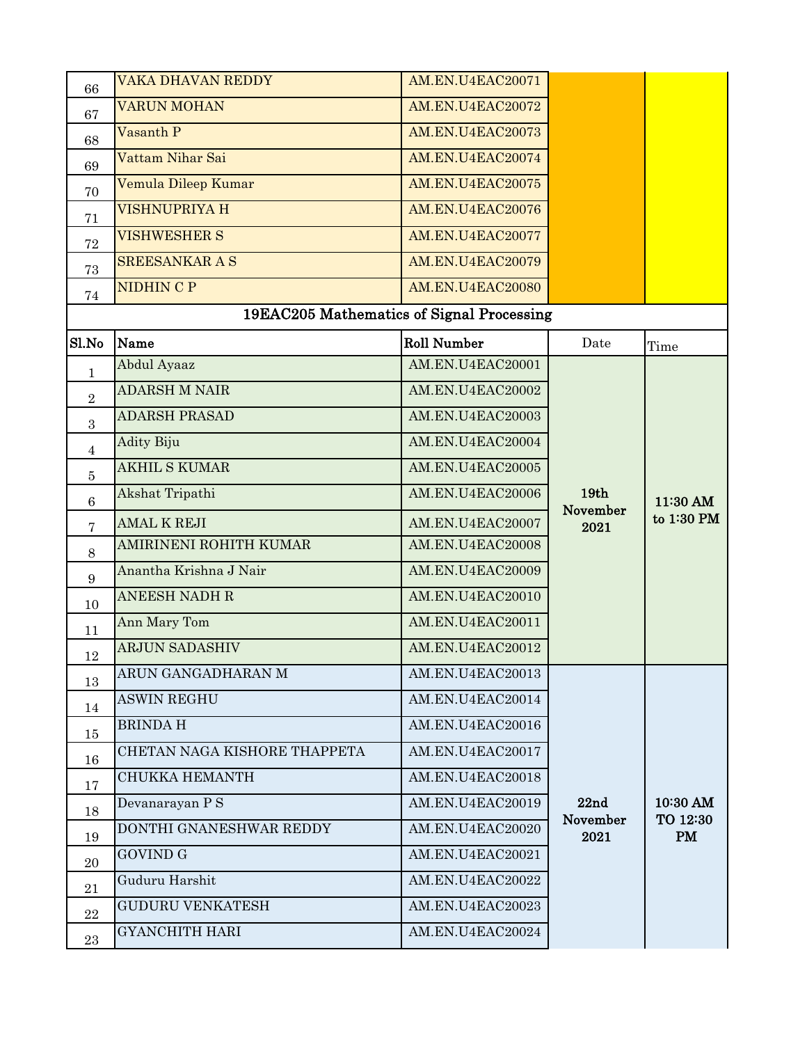| | | | | |
|---|---|---|---|---|
| 66 | VAKA DHAVAN REDDY | AM.EN.U4EAC20071 | | |
| 67 | VARUN MOHAN | AM.EN.U4EAC20072 | | |
| 68 | Vasanth P | AM.EN.U4EAC20073 | | |
| 69 | Vattam Nihar Sai | AM.EN.U4EAC20074 | | |
| 70 | Vemula Dileep Kumar | AM.EN.U4EAC20075 | | |
| 71 | VISHNUPRIYA H | AM.EN.U4EAC20076 | | |
| 72 | VISHWESHER S | AM.EN.U4EAC20077 | | |
| 73 | SREESANKAR A S | AM.EN.U4EAC20079 | | |
| 74 | NIDHIN C P | AM.EN.U4EAC20080 | | |

## 19EAC205 Mathematics of Signal Processing

| Sl.No | Name | Roll Number | Date | Time |
|---|---|---|---|---|
| 1 | Abdul Ayaaz | AM.EN.U4EAC20001 | **19th November 2021** | **11:30 AM to 1:30 PM** |
| 2 | ADARSH M NAIR | AM.EN.U4EAC20002 | | |
| 3 | ADARSH PRASAD | AM.EN.U4EAC20003 | | |
| 4 | Adity Biju | AM.EN.U4EAC20004 | | |
| 5 | AKHIL S KUMAR | AM.EN.U4EAC20005 | | |
| 6 | Akshat Tripathi | AM.EN.U4EAC20006 | | |
| 7 | AMAL K REJI | AM.EN.U4EAC20007 | | |
| 8 | AMIRINENI ROHITH KUMAR | AM.EN.U4EAC20008 | | |
| 9 | Anantha Krishna J Nair | AM.EN.U4EAC20009 | | |
| 10 | ANEESH NADH R | AM.EN.U4EAC20010 | | |
| 11 | Ann Mary Tom | AM.EN.U4EAC20011 | | |
| 12 | ARJUN SADASHIV | AM.EN.U4EAC20012 | | |
| 13 | ARUN GANGADHARAN M | AM.EN.U4EAC20013 | **22nd November 2021** | **10:30 AM TO 12:30 PM** |
| 14 | ASWIN REGHU | AM.EN.U4EAC20014 | | |
| 15 | BRINDA H | AM.EN.U4EAC20016 | | |
| 16 | CHETAN NAGA KISHORE THAPPETA | AM.EN.U4EAC20017 | | |
| 17 | CHUKKA HEMANTH | AM.EN.U4EAC20018 | | |
| 18 | Devanarayan P S | AM.EN.U4EAC20019 | | |
| 19 | DONTHI GNANESHWAR REDDY | AM.EN.U4EAC20020 | | |
| 20 | GOVIND G | AM.EN.U4EAC20021 | | |
| 21 | Guduru Harshit | AM.EN.U4EAC20022 | | |
| 22 | GUDURU VENKATESH | AM.EN.U4EAC20023 | | |
| 23 | GYANCHITH HARI | AM.EN.U4EAC20024 | | |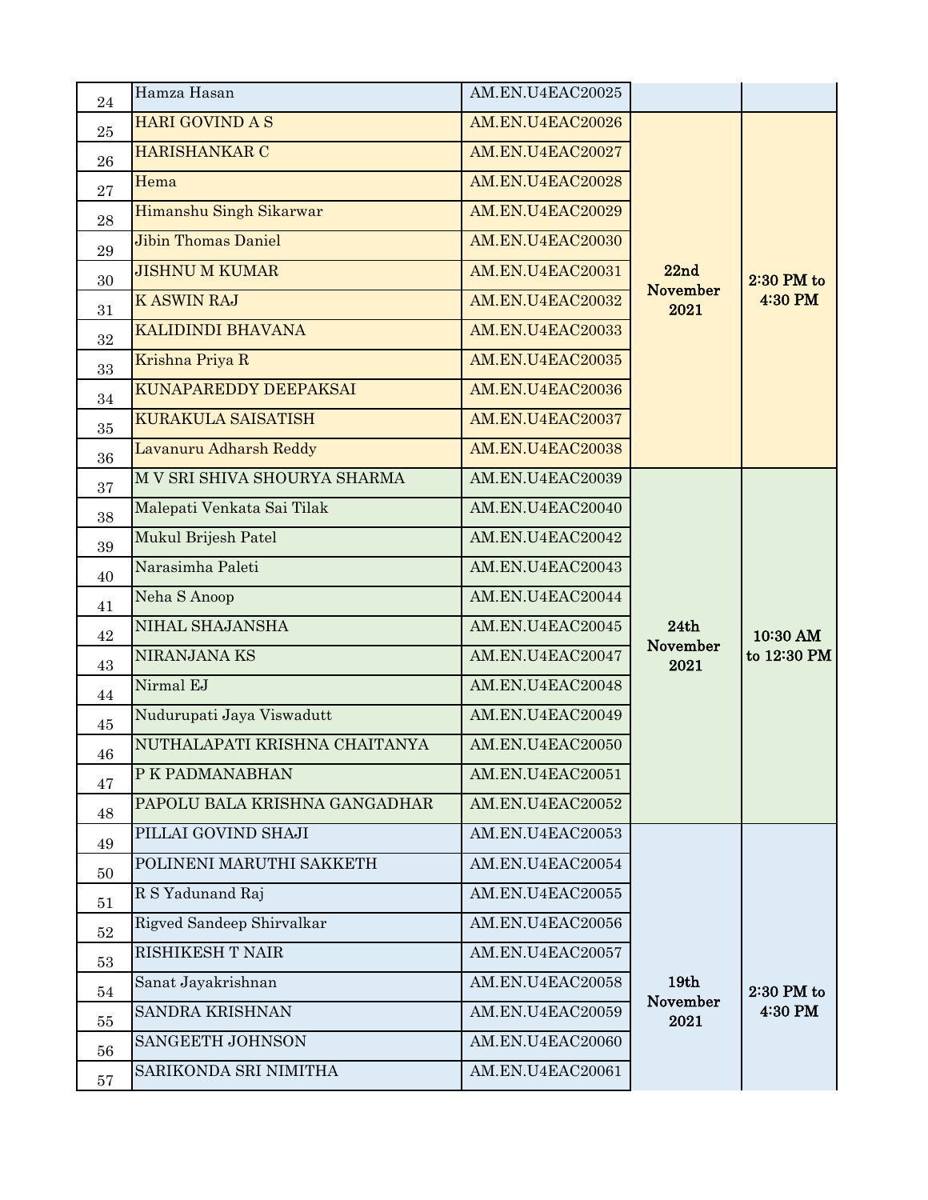| | | | | |
|---|---|---|---|---|
| 24 | Hamza Hasan | AM.EN.U4EAC20025 | | |
| 25 | HARI GOVIND A S | AM.EN.U4EAC20026 | **22nd November 2021** | **2:30 PM to 4:30 PM** |
| 26 | HARISHANKAR C | AM.EN.U4EAC20027 | | |
| 27 | Hema | AM.EN.U4EAC20028 | | |
| 28 | Himanshu Singh Sikarwar | AM.EN.U4EAC20029 | | |
| 29 | Jibin Thomas Daniel | AM.EN.U4EAC20030 | | |
| 30 | JISHNU M KUMAR | AM.EN.U4EAC20031 | | |
| 31 | K ASWIN RAJ | AM.EN.U4EAC20032 | | |
| 32 | KALIDINDI BHAVANA | AM.EN.U4EAC20033 | | |
| 33 | Krishna Priya R | AM.EN.U4EAC20035 | | |
| 34 | KUNAPAREDDY DEEPAKSAI | AM.EN.U4EAC20036 | | |
| 35 | KURAKULA SAISATISH | AM.EN.U4EAC20037 | | |
| 36 | Lavanuru Adharsh Reddy | AM.EN.U4EAC20038 | | |
| 37 | M V SRI SHIVA SHOURYA SHARMA | AM.EN.U4EAC20039 | **24th November 2021** | **10:30 AM to 12:30 PM** |
| 38 | Malepati Venkata Sai Tilak | AM.EN.U4EAC20040 | | |
| 39 | Mukul Brijesh Patel | AM.EN.U4EAC20042 | | |
| 40 | Narasimha Paleti | AM.EN.U4EAC20043 | | |
| 41 | Neha S Anoop | AM.EN.U4EAC20044 | | |
| 42 | NIHAL SHAJANSHA | AM.EN.U4EAC20045 | | |
| 43 | NIRANJANA KS | AM.EN.U4EAC20047 | | |
| 44 | Nirmal EJ | AM.EN.U4EAC20048 | | |
| 45 | Nudurupati Jaya Viswadutt | AM.EN.U4EAC20049 | | |
| 46 | NUTHALAPATI KRISHNA CHAITANYA | AM.EN.U4EAC20050 | | |
| 47 | P K PADMANABHAN | AM.EN.U4EAC20051 | | |
| 48 | PAPOLU BALA KRISHNA GANGADHAR | AM.EN.U4EAC20052 | | |
| 49 | PILLAI GOVIND SHAJI | AM.EN.U4EAC20053 | **19th November 2021** | **2:30 PM to 4:30 PM** |
| 50 | POLINENI MARUTHI SAKKETH | AM.EN.U4EAC20054 | | |
| 51 | R S Yadunand Raj | AM.EN.U4EAC20055 | | |
| 52 | Rigved Sandeep Shirvalkar | AM.EN.U4EAC20056 | | |
| 53 | RISHIKESH T NAIR | AM.EN.U4EAC20057 | | |
| 54 | Sanat Jayakrishnan | AM.EN.U4EAC20058 | | |
| 55 | SANDRA KRISHNAN | AM.EN.U4EAC20059 | | |
| 56 | SANGEETH JOHNSON | AM.EN.U4EAC20060 | | |
| 57 | SARIKONDA SRI NIMITHA | AM.EN.U4EAC20061 | | |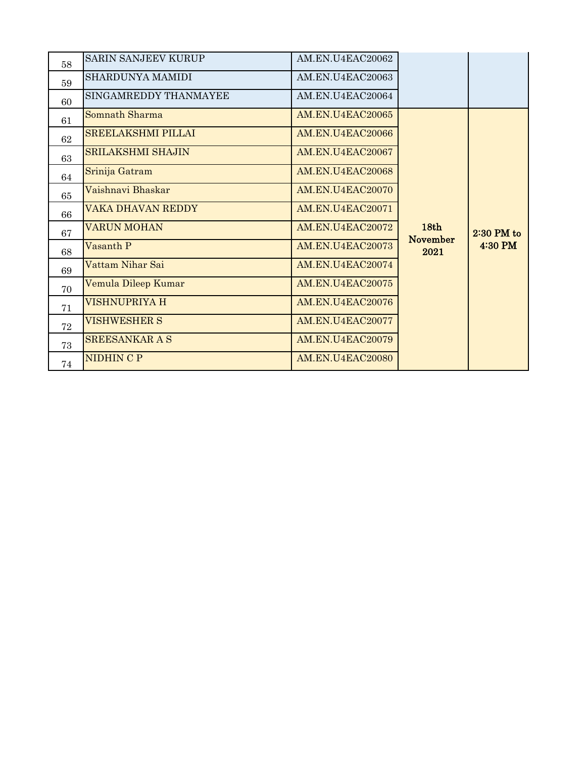| | | | | |
|---|---|---|---|---|
| 58 | SARIN SANJEEV KURUP | AM.EN.U4EAC20062 | | |
| 59 | SHARDUNYA MAMIDI | AM.EN.U4EAC20063 | | |
| 60 | SINGAMREDDY THANMAYEE | AM.EN.U4EAC20064 | | |
| 61 | Somnath Sharma | AM.EN.U4EAC20065 | 18th November 2021 | 2:30 PM to 4:30 PM |
| 62 | SREELAKSHMI PILLAI | AM.EN.U4EAC20066 | | |
| 63 | SRILAKSHMI SHAJIN | AM.EN.U4EAC20067 | | |
| 64 | Srinija Gatram | AM.EN.U4EAC20068 | | |
| 65 | Vaishnavi Bhaskar | AM.EN.U4EAC20070 | | |
| 66 | VAKA DHAVAN REDDY | AM.EN.U4EAC20071 | | |
| 67 | VARUN MOHAN | AM.EN.U4EAC20072 | | |
| 68 | Vasanth P | AM.EN.U4EAC20073 | | |
| 69 | Vattam Nihar Sai | AM.EN.U4EAC20074 | | |
| 70 | Vemula Dileep Kumar | AM.EN.U4EAC20075 | | |
| 71 | VISHNUPRIYA H | AM.EN.U4EAC20076 | | |
| 72 | VISHWESHER S | AM.EN.U4EAC20077 | | |
| 73 | SREESANKAR A S | AM.EN.U4EAC20079 | | |
| 74 | NIDHIN C P | AM.EN.U4EAC20080 | | |